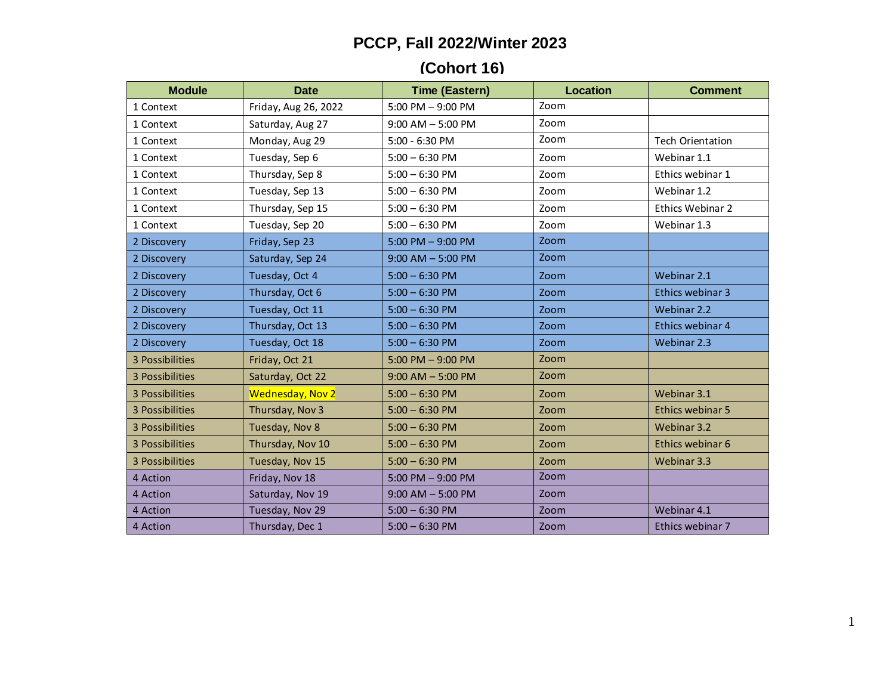# PCCP, Fall 2022/Winter 2023

## (Cohort 16)

| Module | Date | Time (Eastern) | Location | Comment |
|---|---|---|---|---|
| 1 Context | Friday, Aug 26, 2022 | 5:00 PM – 9:00 PM | Zoom | |
| 1 Context | Saturday, Aug 27 | 9:00 AM – 5:00 PM | Zoom | |
| 1 Context | Monday, Aug 29 | 5:00 - 6:30 PM | Zoom | Tech Orientation |
| 1 Context | Tuesday, Sep 6 | 5:00 – 6:30 PM | Zoom | Webinar 1.1 |
| 1 Context | Thursday, Sep 8 | 5:00 – 6:30 PM | Zoom | Ethics webinar 1 |
| 1 Context | Tuesday, Sep 13 | 5:00 – 6:30 PM | Zoom | Webinar 1.2 |
| 1 Context | Thursday, Sep 15 | 5:00 – 6:30 PM | Zoom | Ethics Webinar 2 |
| 1 Context | Tuesday, Sep 20 | 5:00 – 6:30 PM | Zoom | Webinar 1.3 |
| 2 Discovery | Friday, Sep 23 | 5:00 PM – 9:00 PM | Zoom | |
| 2 Discovery | Saturday, Sep 24 | 9:00 AM – 5:00 PM | Zoom | |
| 2 Discovery | Tuesday, Oct 4 | 5:00 – 6:30 PM | Zoom | Webinar 2.1 |
| 2 Discovery | Thursday, Oct 6 | 5:00 – 6:30 PM | Zoom | Ethics webinar 3 |
| 2 Discovery | Tuesday, Oct 11 | 5:00 – 6:30 PM | Zoom | Webinar 2.2 |
| 2 Discovery | Thursday, Oct 13 | 5:00 – 6:30 PM | Zoom | Ethics webinar 4 |
| 2 Discovery | Tuesday, Oct 18 | 5:00 – 6:30 PM | Zoom | Webinar 2.3 |
| 3 Possibilities | Friday, Oct 21 | 5:00 PM – 9:00 PM | Zoom | |
| 3 Possibilities | Saturday, Oct 22 | 9:00 AM – 5:00 PM | Zoom | |
| 3 Possibilities | Wednesday, Nov 2 | 5:00 – 6:30 PM | Zoom | Webinar 3.1 |
| 3 Possibilities | Thursday, Nov 3 | 5:00 – 6:30 PM | Zoom | Ethics webinar 5 |
| 3 Possibilities | Tuesday, Nov 8 | 5:00 – 6:30 PM | Zoom | Webinar 3.2 |
| 3 Possibilities | Thursday, Nov 10 | 5:00 – 6:30 PM | Zoom | Ethics webinar 6 |
| 3 Possibilities | Tuesday, Nov 15 | 5:00 – 6:30 PM | Zoom | Webinar 3.3 |
| 4 Action | Friday, Nov 18 | 5:00 PM – 9:00 PM | Zoom | |
| 4 Action | Saturday, Nov 19 | 9:00 AM – 5:00 PM | Zoom | |
| 4 Action | Tuesday, Nov 29 | 5:00 – 6:30 PM | Zoom | Webinar 4.1 |
| 4 Action | Thursday, Dec 1 | 5:00 – 6:30 PM | Zoom | Ethics webinar 7 |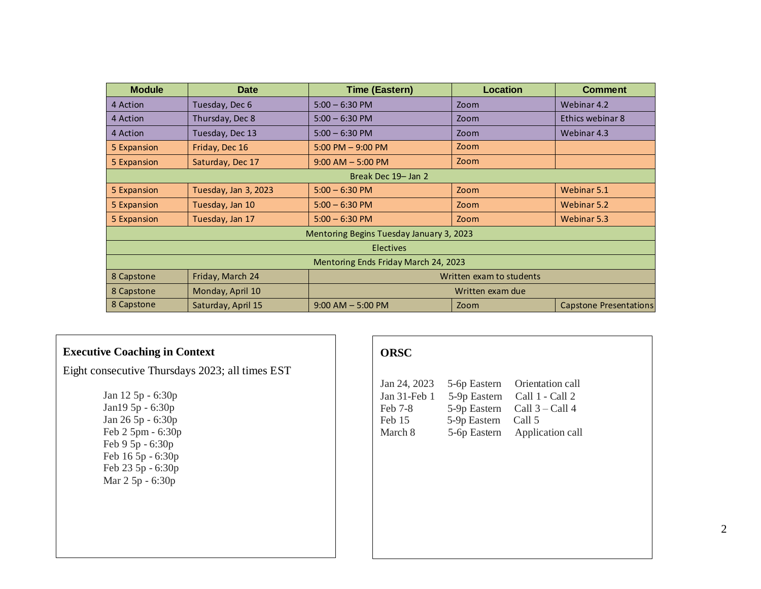| Module | Date | Time (Eastern) | Location | Comment |
|---|---|---|---|---|
| 4 Action | Tuesday, Dec 6 | 5:00 – 6:30 PM | Zoom | Webinar 4.2 |
| 4 Action | Thursday, Dec 8 | 5:00 – 6:30 PM | Zoom | Ethics webinar 8 |
| 4 Action | Tuesday, Dec 13 | 5:00 – 6:30 PM | Zoom | Webinar 4.3 |
| 5 Expansion | Friday, Dec 16 | 5:00 PM – 9:00 PM | Zoom | |
| 5 Expansion | Saturday, Dec 17 | 9:00 AM – 5:00 PM | Zoom | |
| Break Dec 19– Jan 2 | | | | |
| 5 Expansion | Tuesday, Jan 3, 2023 | 5:00 – 6:30 PM | Zoom | Webinar 5.1 |
| 5 Expansion | Tuesday, Jan 10 | 5:00 – 6:30 PM | Zoom | Webinar 5.2 |
| 5 Expansion | Tuesday, Jan 17 | 5:00 – 6:30 PM | Zoom | Webinar 5.3 |
| Mentoring Begins Tuesday January 3, 2023 | | | | |
| Electives | | | | |
| Mentoring Ends Friday March 24, 2023 | | | | |
| 8 Capstone | Friday, March 24 | Written exam to students | | |
| 8 Capstone | Monday, April 10 | Written exam due | | |
| 8 Capstone | Saturday, April 15 | 9:00 AM – 5:00 PM | Zoom | Capstone Presentations |

**Executive Coaching in Context**

Eight consecutive Thursdays 2023; all times EST

Jan 12 5p - 6:30p
Jan19 5p - 6:30p
Jan 26 5p - 6:30p
Feb 2 5pm - 6:30p
Feb 9 5p - 6:30p
Feb 16 5p - 6:30p
Feb 23 5p - 6:30p
Mar 2 5p - 6:30p

**ORSC**

| | | |
|---|---|---|
| Jan 24, 2023 | 5-6p Eastern | Orientation call |
| Jan 31-Feb 1 | 5-9p Eastern | Call 1 - Call 2 |
| Feb 7-8 | 5-9p Eastern | Call 3 – Call 4 |
| Feb 15 | 5-9p Eastern | Call 5 |
| March 8 | 5-6p Eastern | Application call |